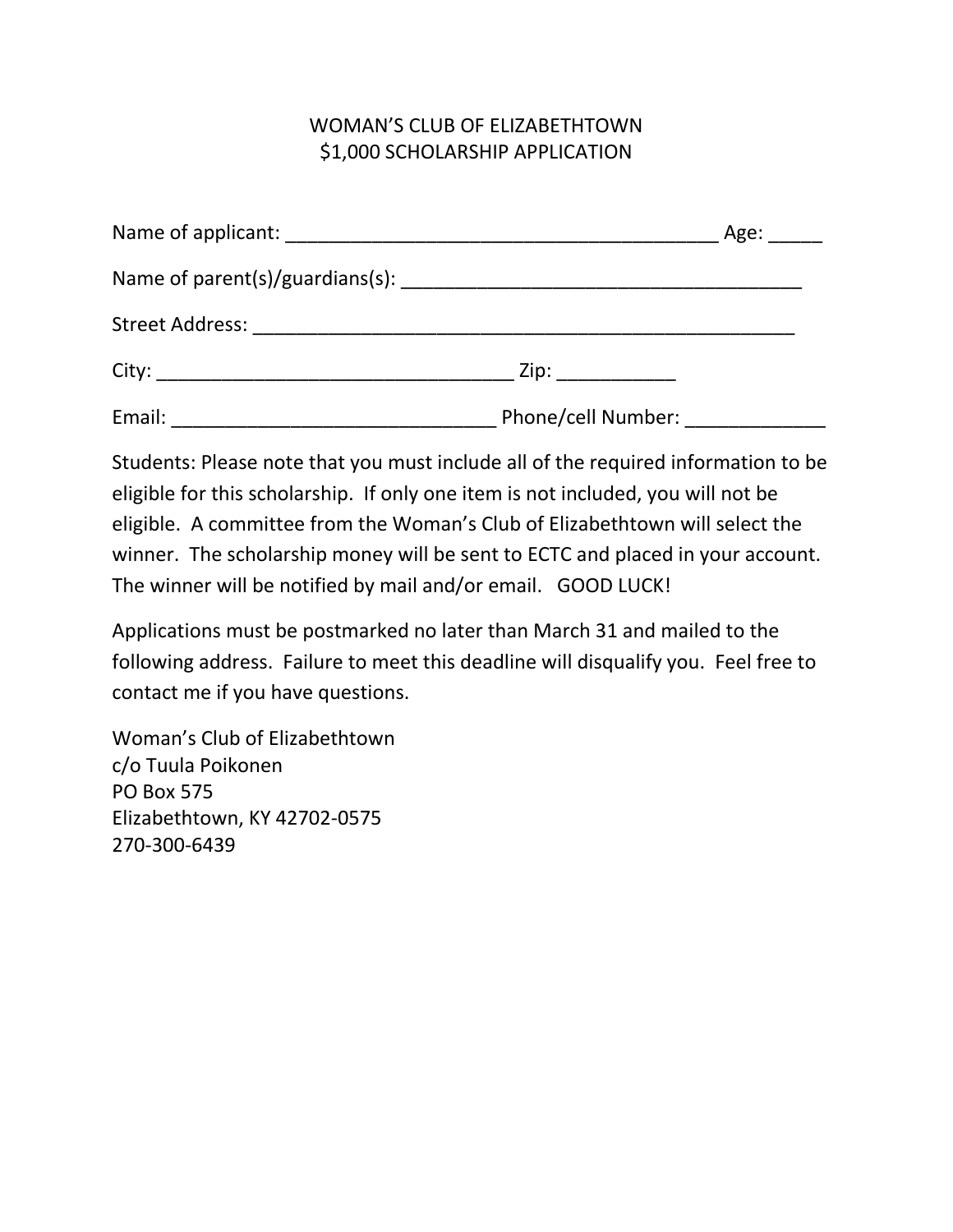# WOMAN'S CLUB OF ELIZABETHTOWN
## $1,000 SCHOLARSHIP APPLICATION

Name of applicant: _________________________________________ Age: _____

Name of parent(s)/guardians(s): ______________________________________

Street Address: ____________________________________________________

City: __________________________________ Zip: ___________

Email: _______________________________ Phone/cell Number: _____________

Students: Please note that you must include all of the required information to be eligible for this scholarship. If only one item is not included, you will not be eligible. A committee from the Woman's Club of Elizabethtown will select the winner. The scholarship money will be sent to ECTC and placed in your account. The winner will be notified by mail and/or email. GOOD LUCK!

Applications must be postmarked no later than March 31 and mailed to the following address. Failure to meet this deadline will disqualify you. Feel free to contact me if you have questions.

Woman's Club of Elizabethtown
c/o Tuula Poikonen
PO Box 575
Elizabethtown, KY 42702-0575
270-300-6439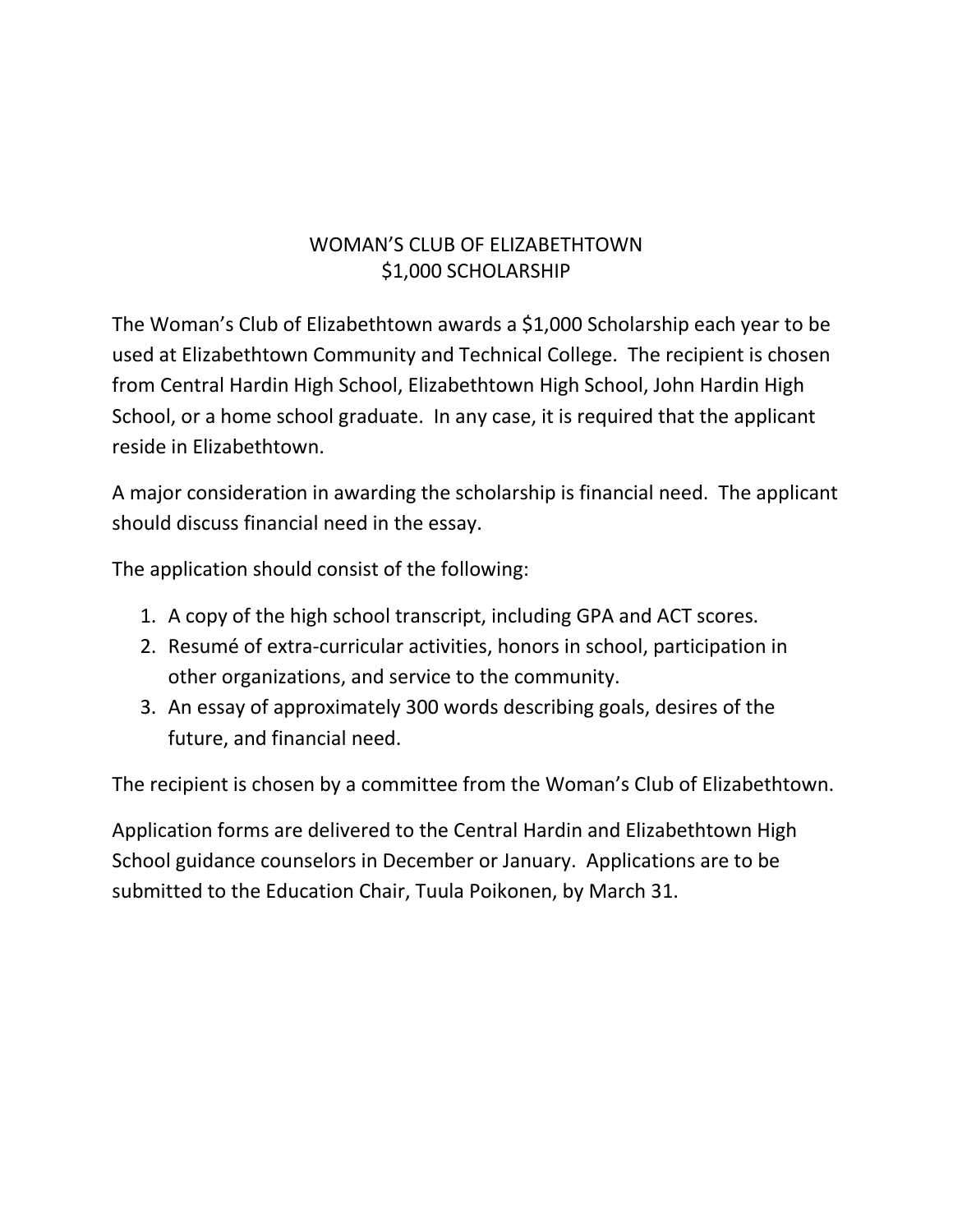# WOMAN'S CLUB OF ELIZABETHTOWN
## $1,000 SCHOLARSHIP

The Woman's Club of Elizabethtown awards a $1,000 Scholarship each year to be used at Elizabethtown Community and Technical College. The recipient is chosen from Central Hardin High School, Elizabethtown High School, John Hardin High School, or a home school graduate. In any case, it is required that the applicant reside in Elizabethtown.

A major consideration in awarding the scholarship is financial need. The applicant should discuss financial need in the essay.

The application should consist of the following:

1. A copy of the high school transcript, including GPA and ACT scores.
2. Resumé of extra-curricular activities, honors in school, participation in other organizations, and service to the community.
3. An essay of approximately 300 words describing goals, desires of the future, and financial need.

The recipient is chosen by a committee from the Woman's Club of Elizabethtown.

Application forms are delivered to the Central Hardin and Elizabethtown High School guidance counselors in December or January. Applications are to be submitted to the Education Chair, Tuula Poikonen, by March 31.